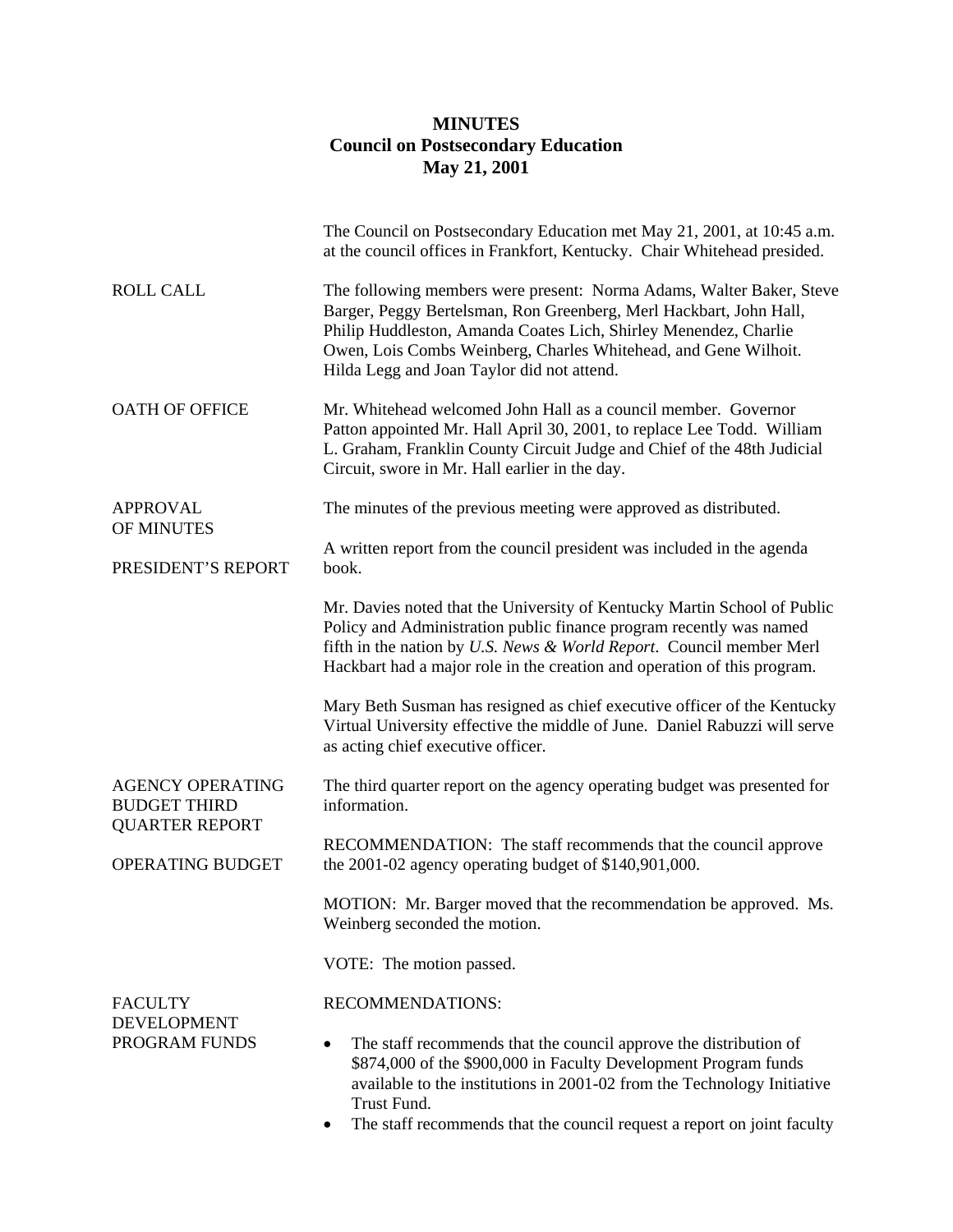**MINUTES**
**Council on Postsecondary Education**
**May 21, 2001**

The Council on Postsecondary Education met May 21, 2001, at 10:45 a.m. at the council offices in Frankfort, Kentucky. Chair Whitehead presided.

ROLL CALL

The following members were present: Norma Adams, Walter Baker, Steve Barger, Peggy Bertelsman, Ron Greenberg, Merl Hackbart, John Hall, Philip Huddleston, Amanda Coates Lich, Shirley Menendez, Charlie Owen, Lois Combs Weinberg, Charles Whitehead, and Gene Wilhoit. Hilda Legg and Joan Taylor did not attend.

OATH OF OFFICE

Mr. Whitehead welcomed John Hall as a council member. Governor Patton appointed Mr. Hall April 30, 2001, to replace Lee Todd. William L. Graham, Franklin County Circuit Judge and Chief of the 48th Judicial Circuit, swore in Mr. Hall earlier in the day.

APPROVAL OF MINUTES

The minutes of the previous meeting were approved as distributed.

PRESIDENT'S REPORT

A written report from the council president was included in the agenda book.

Mr. Davies noted that the University of Kentucky Martin School of Public Policy and Administration public finance program recently was named fifth in the nation by *U.S. News & World Report*. Council member Merl Hackbart had a major role in the creation and operation of this program.

Mary Beth Susman has resigned as chief executive officer of the Kentucky Virtual University effective the middle of June. Daniel Rabuzzi will serve as acting chief executive officer.

AGENCY OPERATING BUDGET THIRD QUARTER REPORT

The third quarter report on the agency operating budget was presented for information.

OPERATING BUDGET

RECOMMENDATION: The staff recommends that the council approve the 2001-02 agency operating budget of $140,901,000.

MOTION: Mr. Barger moved that the recommendation be approved. Ms. Weinberg seconded the motion.

VOTE: The motion passed.

FACULTY DEVELOPMENT PROGRAM FUNDS

RECOMMENDATIONS:

- The staff recommends that the council approve the distribution of $874,000 of the $900,000 in Faculty Development Program funds available to the institutions in 2001-02 from the Technology Initiative Trust Fund.
- The staff recommends that the council request a report on joint faculty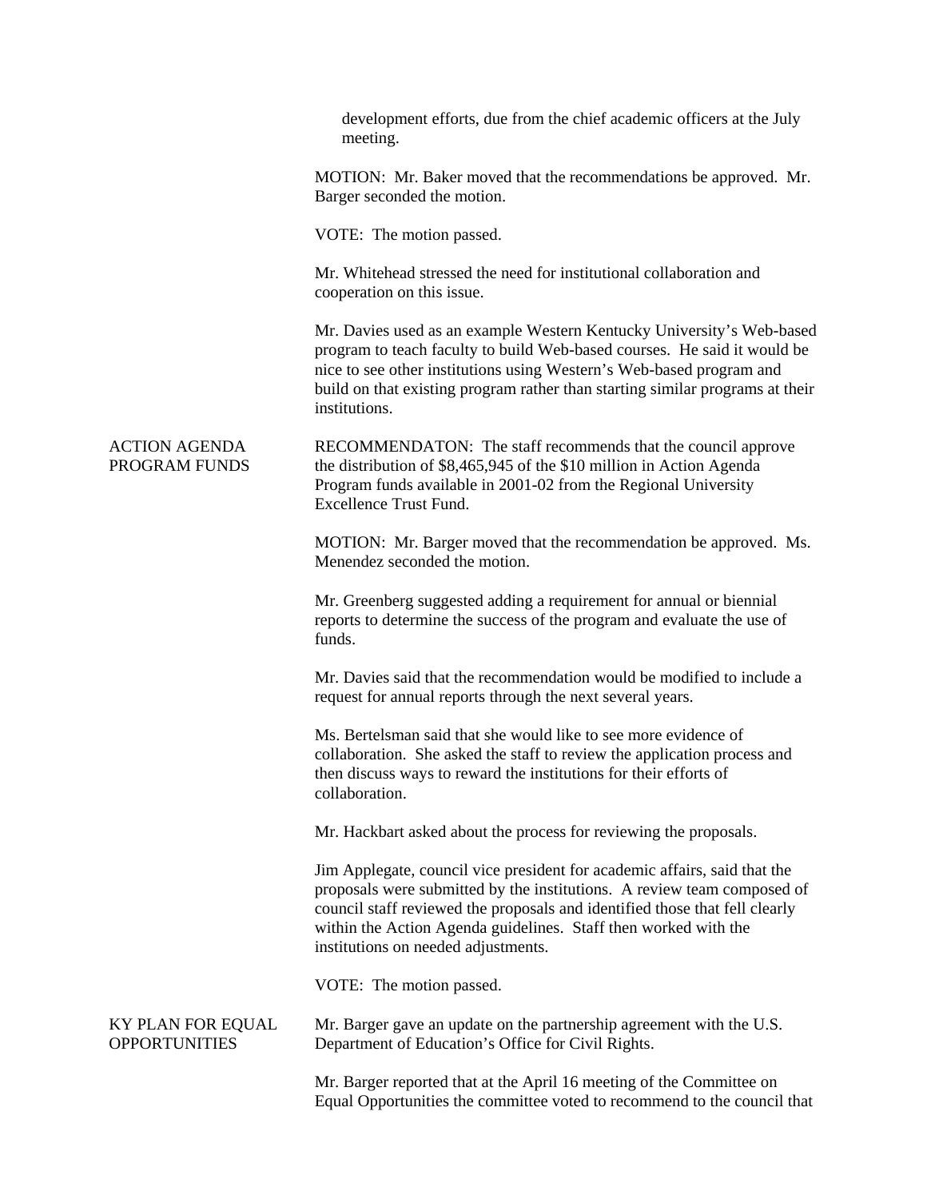development efforts, due from the chief academic officers at the July meeting.

MOTION: Mr. Baker moved that the recommendations be approved. Mr. Barger seconded the motion.

VOTE: The motion passed.

Mr. Whitehead stressed the need for institutional collaboration and cooperation on this issue.

Mr. Davies used as an example Western Kentucky University's Web-based program to teach faculty to build Web-based courses. He said it would be nice to see other institutions using Western's Web-based program and build on that existing program rather than starting similar programs at their institutions.

## ACTION AGENDA PROGRAM FUNDS

RECOMMENDATON: The staff recommends that the council approve the distribution of $8,465,945 of the $10 million in Action Agenda Program funds available in 2001-02 from the Regional University Excellence Trust Fund.

MOTION: Mr. Barger moved that the recommendation be approved. Ms. Menendez seconded the motion.

Mr. Greenberg suggested adding a requirement for annual or biennial reports to determine the success of the program and evaluate the use of funds.

Mr. Davies said that the recommendation would be modified to include a request for annual reports through the next several years.

Ms. Bertelsman said that she would like to see more evidence of collaboration. She asked the staff to review the application process and then discuss ways to reward the institutions for their efforts of collaboration.

Mr. Hackbart asked about the process for reviewing the proposals.

Jim Applegate, council vice president for academic affairs, said that the proposals were submitted by the institutions. A review team composed of council staff reviewed the proposals and identified those that fell clearly within the Action Agenda guidelines. Staff then worked with the institutions on needed adjustments.

VOTE: The motion passed.

## KY PLAN FOR EQUAL OPPORTUNITIES

Mr. Barger gave an update on the partnership agreement with the U.S. Department of Education's Office for Civil Rights.

Mr. Barger reported that at the April 16 meeting of the Committee on Equal Opportunities the committee voted to recommend to the council that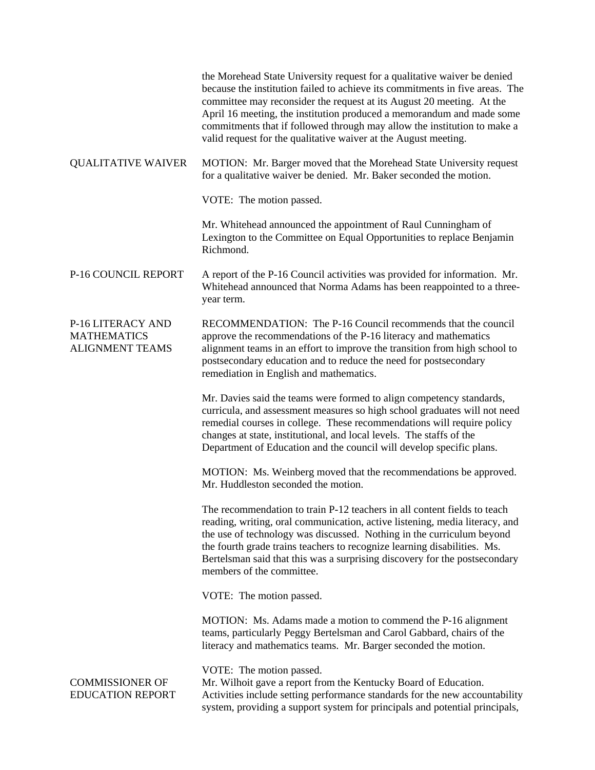the Morehead State University request for a qualitative waiver be denied because the institution failed to achieve its commitments in five areas. The committee may reconsider the request at its August 20 meeting. At the April 16 meeting, the institution produced a memorandum and made some commitments that if followed through may allow the institution to make a valid request for the qualitative waiver at the August meeting.

**QUALITATIVE WAIVER**

MOTION: Mr. Barger moved that the Morehead State University request for a qualitative waiver be denied. Mr. Baker seconded the motion.

VOTE: The motion passed.

Mr. Whitehead announced the appointment of Raul Cunningham of Lexington to the Committee on Equal Opportunities to replace Benjamin Richmond.

**P-16 COUNCIL REPORT**

A report of the P-16 Council activities was provided for information. Mr. Whitehead announced that Norma Adams has been reappointed to a three-year term.

**P-16 LITERACY AND MATHEMATICS ALIGNMENT TEAMS**

RECOMMENDATION: The P-16 Council recommends that the council approve the recommendations of the P-16 literacy and mathematics alignment teams in an effort to improve the transition from high school to postsecondary education and to reduce the need for postsecondary remediation in English and mathematics.

Mr. Davies said the teams were formed to align competency standards, curricula, and assessment measures so high school graduates will not need remedial courses in college. These recommendations will require policy changes at state, institutional, and local levels. The staffs of the Department of Education and the council will develop specific plans.

MOTION: Ms. Weinberg moved that the recommendations be approved. Mr. Huddleston seconded the motion.

The recommendation to train P-12 teachers in all content fields to teach reading, writing, oral communication, active listening, media literacy, and the use of technology was discussed. Nothing in the curriculum beyond the fourth grade trains teachers to recognize learning disabilities. Ms. Bertelsman said that this was a surprising discovery for the postsecondary members of the committee.

VOTE: The motion passed.

MOTION: Ms. Adams made a motion to commend the P-16 alignment teams, particularly Peggy Bertelsman and Carol Gabbard, chairs of the literacy and mathematics teams. Mr. Barger seconded the motion.

VOTE: The motion passed.

**COMMISSIONER OF EDUCATION REPORT**

Mr. Wilhoit gave a report from the Kentucky Board of Education. Activities include setting performance standards for the new accountability system, providing a support system for principals and potential principals,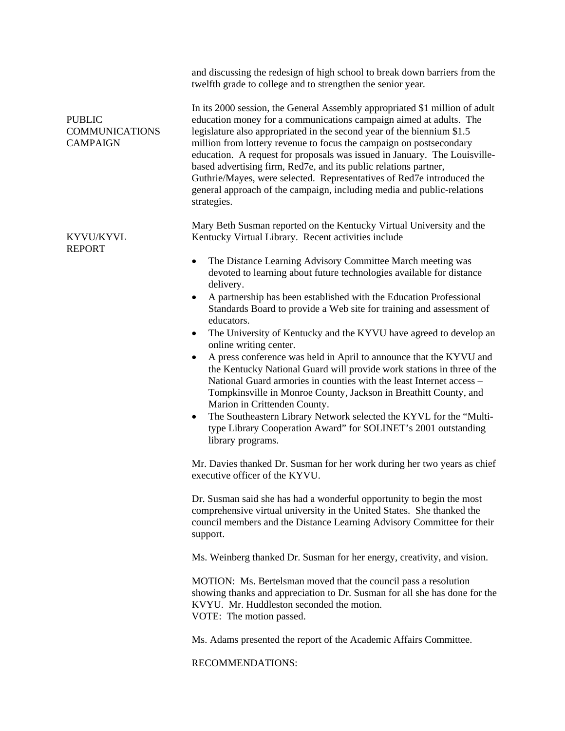and discussing the redesign of high school to break down barriers from the twelfth grade to college and to strengthen the senior year.

**PUBLIC COMMUNICATIONS CAMPAIGN**

In its 2000 session, the General Assembly appropriated $1 million of adult education money for a communications campaign aimed at adults. The legislature also appropriated in the second year of the biennium $1.5 million from lottery revenue to focus the campaign on postsecondary education. A request for proposals was issued in January. The Louisville-based advertising firm, Red7e, and its public relations partner, Guthrie/Mayes, were selected. Representatives of Red7e introduced the general approach of the campaign, including media and public-relations strategies.

**KYVU/KYVL REPORT**

Mary Beth Susman reported on the Kentucky Virtual University and the Kentucky Virtual Library. Recent activities include

- The Distance Learning Advisory Committee March meeting was devoted to learning about future technologies available for distance delivery.
- A partnership has been established with the Education Professional Standards Board to provide a Web site for training and assessment of educators.
- The University of Kentucky and the KYVU have agreed to develop an online writing center.
- A press conference was held in April to announce that the KYVU and the Kentucky National Guard will provide work stations in three of the National Guard armories in counties with the least Internet access – Tompkinsville in Monroe County, Jackson in Breathitt County, and Marion in Crittenden County.
- The Southeastern Library Network selected the KYVL for the "Multi-type Library Cooperation Award" for SOLINET's 2001 outstanding library programs.

Mr. Davies thanked Dr. Susman for her work during her two years as chief executive officer of the KYVU.

Dr. Susman said she has had a wonderful opportunity to begin the most comprehensive virtual university in the United States. She thanked the council members and the Distance Learning Advisory Committee for their support.

Ms. Weinberg thanked Dr. Susman for her energy, creativity, and vision.

MOTION: Ms. Bertelsman moved that the council pass a resolution showing thanks and appreciation to Dr. Susman for all she has done for the KVYU. Mr. Huddleston seconded the motion.
VOTE: The motion passed.

Ms. Adams presented the report of the Academic Affairs Committee.

RECOMMENDATIONS: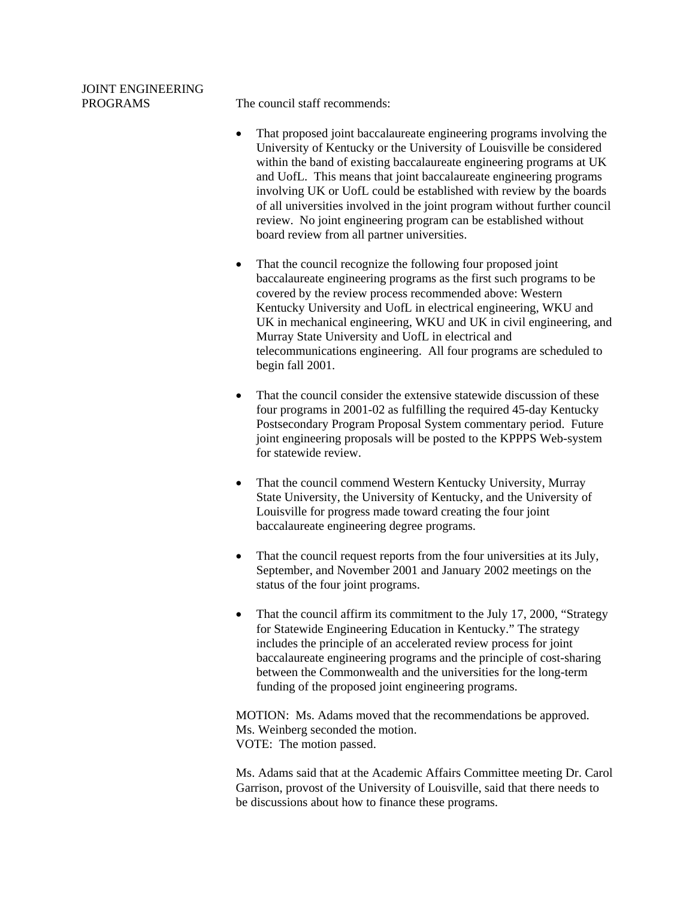## JOINT ENGINEERING PROGRAMS

The council staff recommends:

- That proposed joint baccalaureate engineering programs involving the University of Kentucky or the University of Louisville be considered within the band of existing baccalaureate engineering programs at UK and UofL. This means that joint baccalaureate engineering programs involving UK or UofL could be established with review by the boards of all universities involved in the joint program without further council review. No joint engineering program can be established without board review from all partner universities.

- That the council recognize the following four proposed joint baccalaureate engineering programs as the first such programs to be covered by the review process recommended above: Western Kentucky University and UofL in electrical engineering, WKU and UK in mechanical engineering, WKU and UK in civil engineering, and Murray State University and UofL in electrical and telecommunications engineering. All four programs are scheduled to begin fall 2001.

- That the council consider the extensive statewide discussion of these four programs in 2001-02 as fulfilling the required 45-day Kentucky Postsecondary Program Proposal System commentary period. Future joint engineering proposals will be posted to the KPPPS Web-system for statewide review.

- That the council commend Western Kentucky University, Murray State University, the University of Kentucky, and the University of Louisville for progress made toward creating the four joint baccalaureate engineering degree programs.

- That the council request reports from the four universities at its July, September, and November 2001 and January 2002 meetings on the status of the four joint programs.

- That the council affirm its commitment to the July 17, 2000, "Strategy for Statewide Engineering Education in Kentucky." The strategy includes the principle of an accelerated review process for joint baccalaureate engineering programs and the principle of cost-sharing between the Commonwealth and the universities for the long-term funding of the proposed joint engineering programs.

MOTION: Ms. Adams moved that the recommendations be approved. Ms. Weinberg seconded the motion.
VOTE: The motion passed.

Ms. Adams said that at the Academic Affairs Committee meeting Dr. Carol Garrison, provost of the University of Louisville, said that there needs to be discussions about how to finance these programs.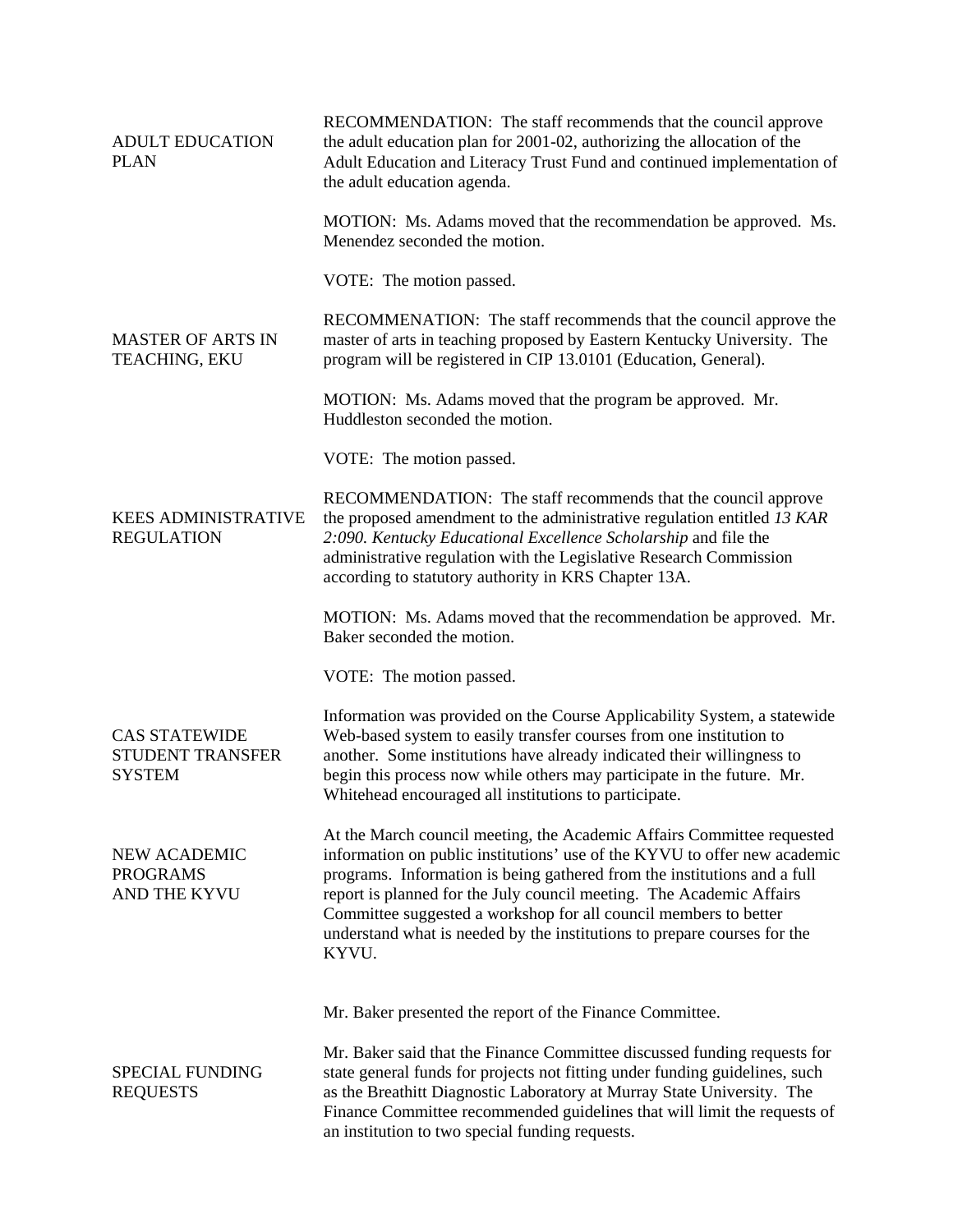**ADULT EDUCATION PLAN**

RECOMMENDATION: The staff recommends that the council approve the adult education plan for 2001-02, authorizing the allocation of the Adult Education and Literacy Trust Fund and continued implementation of the adult education agenda.

MOTION: Ms. Adams moved that the recommendation be approved. Ms. Menendez seconded the motion.

VOTE: The motion passed.

**MASTER OF ARTS IN TEACHING, EKU**

RECOMMENATION: The staff recommends that the council approve the master of arts in teaching proposed by Eastern Kentucky University. The program will be registered in CIP 13.0101 (Education, General).

MOTION: Ms. Adams moved that the program be approved. Mr. Huddleston seconded the motion.

VOTE: The motion passed.

**KEES ADMINISTRATIVE REGULATION**

RECOMMENDATION: The staff recommends that the council approve the proposed amendment to the administrative regulation entitled *13 KAR 2:090. Kentucky Educational Excellence Scholarship* and file the administrative regulation with the Legislative Research Commission according to statutory authority in KRS Chapter 13A.

MOTION: Ms. Adams moved that the recommendation be approved. Mr. Baker seconded the motion.

VOTE: The motion passed.

**CAS STATEWIDE STUDENT TRANSFER SYSTEM**

Information was provided on the Course Applicability System, a statewide Web-based system to easily transfer courses from one institution to another. Some institutions have already indicated their willingness to begin this process now while others may participate in the future. Mr. Whitehead encouraged all institutions to participate.

**NEW ACADEMIC PROGRAMS AND THE KYVU**

At the March council meeting, the Academic Affairs Committee requested information on public institutions' use of the KYVU to offer new academic programs. Information is being gathered from the institutions and a full report is planned for the July council meeting. The Academic Affairs Committee suggested a workshop for all council members to better understand what is needed by the institutions to prepare courses for the KYVU.

Mr. Baker presented the report of the Finance Committee.

**SPECIAL FUNDING REQUESTS**

Mr. Baker said that the Finance Committee discussed funding requests for state general funds for projects not fitting under funding guidelines, such as the Breathitt Diagnostic Laboratory at Murray State University. The Finance Committee recommended guidelines that will limit the requests of an institution to two special funding requests.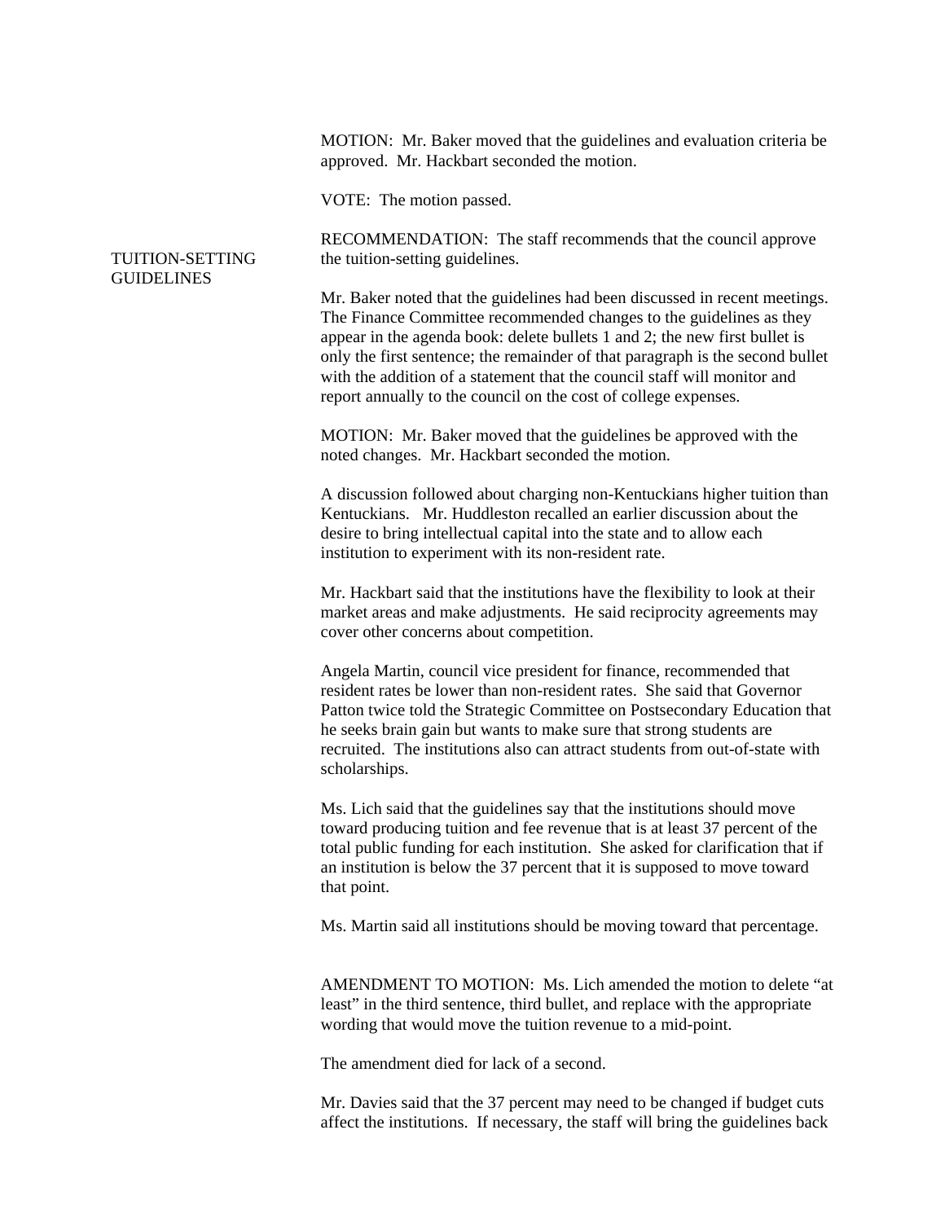MOTION: Mr. Baker moved that the guidelines and evaluation criteria be approved. Mr. Hackbart seconded the motion.

VOTE: The motion passed.

**TUITION-SETTING GUIDELINES**

RECOMMENDATION: The staff recommends that the council approve the tuition-setting guidelines.

Mr. Baker noted that the guidelines had been discussed in recent meetings. The Finance Committee recommended changes to the guidelines as they appear in the agenda book: delete bullets 1 and 2; the new first bullet is only the first sentence; the remainder of that paragraph is the second bullet with the addition of a statement that the council staff will monitor and report annually to the council on the cost of college expenses.

MOTION: Mr. Baker moved that the guidelines be approved with the noted changes. Mr. Hackbart seconded the motion.

A discussion followed about charging non-Kentuckians higher tuition than Kentuckians. Mr. Huddleston recalled an earlier discussion about the desire to bring intellectual capital into the state and to allow each institution to experiment with its non-resident rate.

Mr. Hackbart said that the institutions have the flexibility to look at their market areas and make adjustments. He said reciprocity agreements may cover other concerns about competition.

Angela Martin, council vice president for finance, recommended that resident rates be lower than non-resident rates. She said that Governor Patton twice told the Strategic Committee on Postsecondary Education that he seeks brain gain but wants to make sure that strong students are recruited. The institutions also can attract students from out-of-state with scholarships.

Ms. Lich said that the guidelines say that the institutions should move toward producing tuition and fee revenue that is at least 37 percent of the total public funding for each institution. She asked for clarification that if an institution is below the 37 percent that it is supposed to move toward that point.

Ms. Martin said all institutions should be moving toward that percentage.

AMENDMENT TO MOTION: Ms. Lich amended the motion to delete "at least" in the third sentence, third bullet, and replace with the appropriate wording that would move the tuition revenue to a mid-point.

The amendment died for lack of a second.

Mr. Davies said that the 37 percent may need to be changed if budget cuts affect the institutions. If necessary, the staff will bring the guidelines back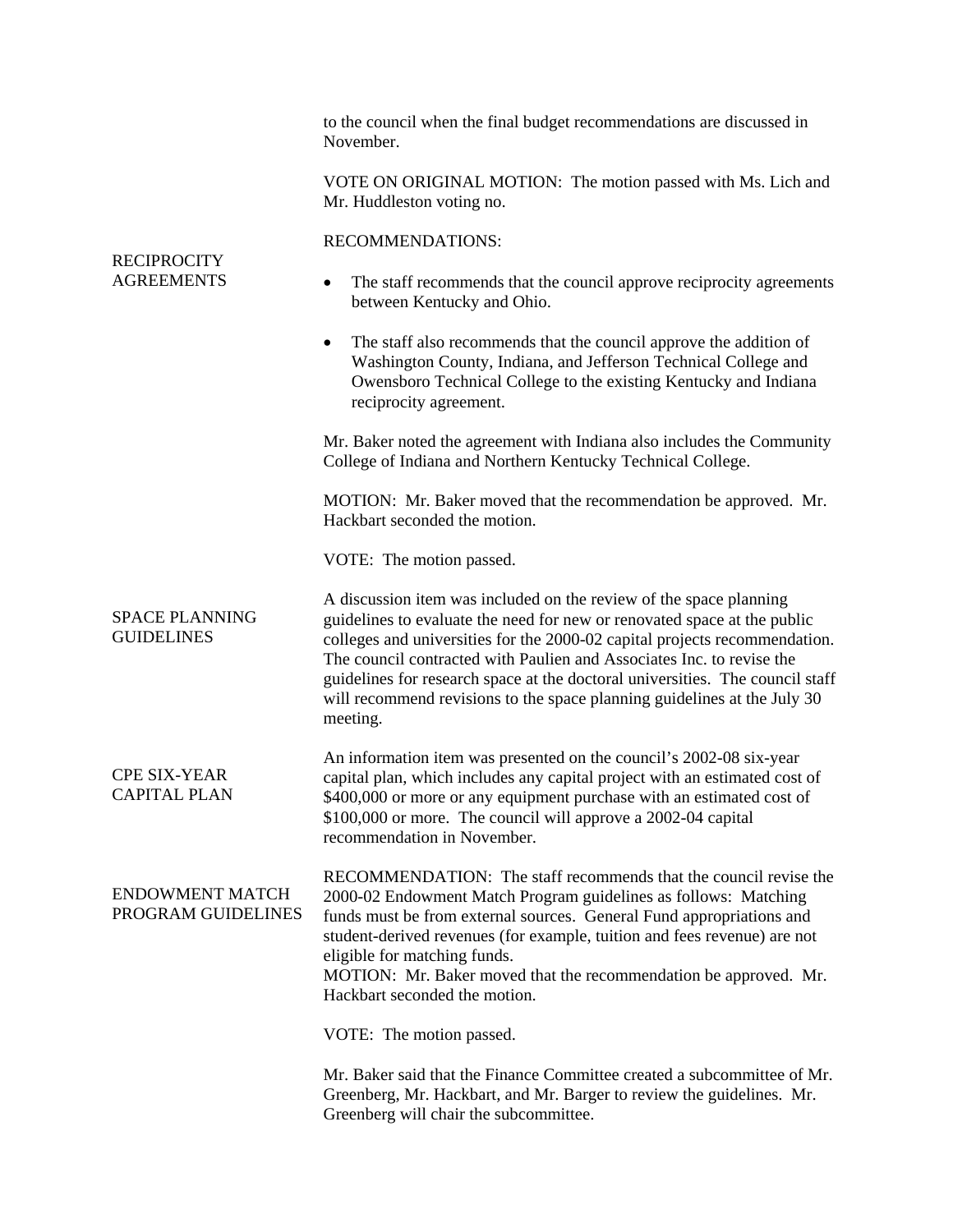to the council when the final budget recommendations are discussed in November.

VOTE ON ORIGINAL MOTION: The motion passed with Ms. Lich and Mr. Huddleston voting no.

**RECIPROCITY AGREEMENTS**

RECOMMENDATIONS:

- The staff recommends that the council approve reciprocity agreements between Kentucky and Ohio.
- The staff also recommends that the council approve the addition of Washington County, Indiana, and Jefferson Technical College and Owensboro Technical College to the existing Kentucky and Indiana reciprocity agreement.

Mr. Baker noted the agreement with Indiana also includes the Community College of Indiana and Northern Kentucky Technical College.

MOTION: Mr. Baker moved that the recommendation be approved. Mr. Hackbart seconded the motion.

VOTE: The motion passed.

**SPACE PLANNING GUIDELINES**

A discussion item was included on the review of the space planning guidelines to evaluate the need for new or renovated space at the public colleges and universities for the 2000-02 capital projects recommendation. The council contracted with Paulien and Associates Inc. to revise the guidelines for research space at the doctoral universities. The council staff will recommend revisions to the space planning guidelines at the July 30 meeting.

**CPE SIX-YEAR CAPITAL PLAN**

An information item was presented on the council's 2002-08 six-year capital plan, which includes any capital project with an estimated cost of $400,000 or more or any equipment purchase with an estimated cost of $100,000 or more. The council will approve a 2002-04 capital recommendation in November.

**ENDOWMENT MATCH PROGRAM GUIDELINES**

RECOMMENDATION: The staff recommends that the council revise the 2000-02 Endowment Match Program guidelines as follows: Matching funds must be from external sources. General Fund appropriations and student-derived revenues (for example, tuition and fees revenue) are not eligible for matching funds.
MOTION: Mr. Baker moved that the recommendation be approved. Mr. Hackbart seconded the motion.

VOTE: The motion passed.

Mr. Baker said that the Finance Committee created a subcommittee of Mr. Greenberg, Mr. Hackbart, and Mr. Barger to review the guidelines. Mr. Greenberg will chair the subcommittee.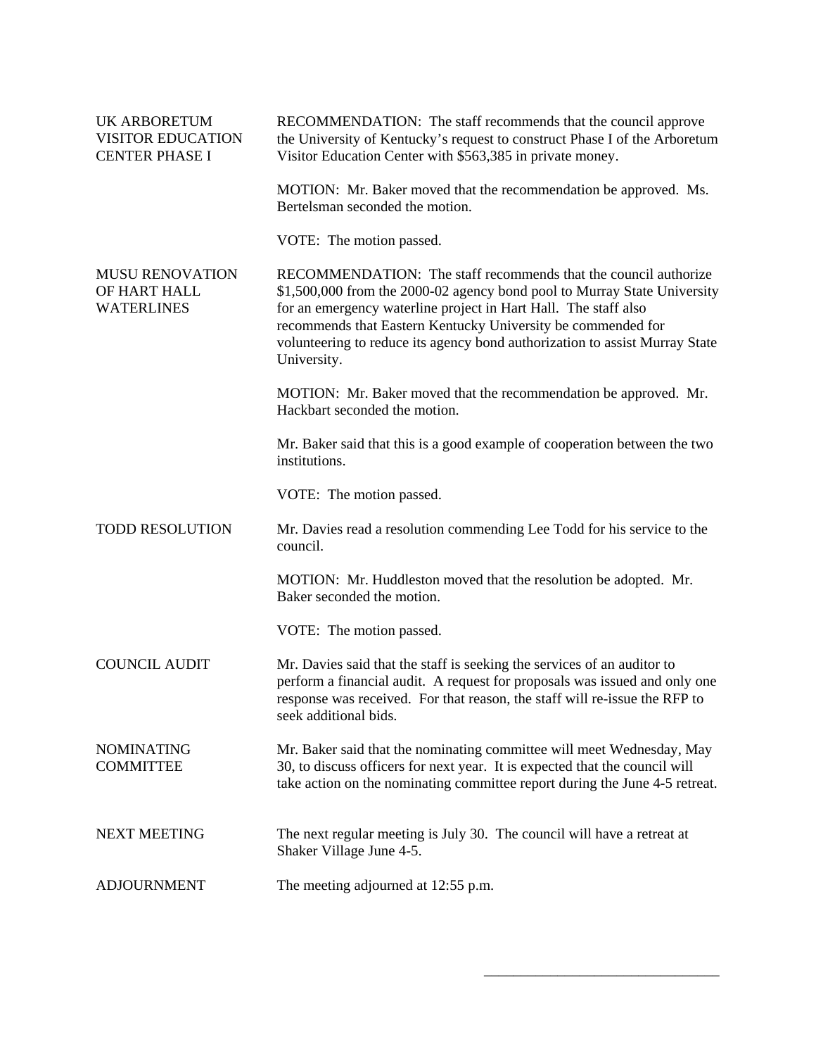**UK ARBORETUM VISITOR EDUCATION CENTER PHASE I**

RECOMMENDATION: The staff recommends that the council approve the University of Kentucky's request to construct Phase I of the Arboretum Visitor Education Center with $563,385 in private money.

MOTION: Mr. Baker moved that the recommendation be approved. Ms. Bertelsman seconded the motion.

VOTE: The motion passed.

**MUSU RENOVATION OF HART HALL WATERLINES**

RECOMMENDATION: The staff recommends that the council authorize $1,500,000 from the 2000-02 agency bond pool to Murray State University for an emergency waterline project in Hart Hall. The staff also recommends that Eastern Kentucky University be commended for volunteering to reduce its agency bond authorization to assist Murray State University.

MOTION: Mr. Baker moved that the recommendation be approved. Mr. Hackbart seconded the motion.

Mr. Baker said that this is a good example of cooperation between the two institutions.

VOTE: The motion passed.

**TODD RESOLUTION**

Mr. Davies read a resolution commending Lee Todd for his service to the council.

MOTION: Mr. Huddleston moved that the resolution be adopted. Mr. Baker seconded the motion.

VOTE: The motion passed.

**COUNCIL AUDIT**

Mr. Davies said that the staff is seeking the services of an auditor to perform a financial audit. A request for proposals was issued and only one response was received. For that reason, the staff will re-issue the RFP to seek additional bids.

**NOMINATING COMMITTEE**

Mr. Baker said that the nominating committee will meet Wednesday, May 30, to discuss officers for next year. It is expected that the council will take action on the nominating committee report during the June 4-5 retreat.

**NEXT MEETING**

The next regular meeting is July 30. The council will have a retreat at Shaker Village June 4-5.

**ADJOURNMENT**

The meeting adjourned at 12:55 p.m.

\_\_\_\_\_\_\_\_\_\_\_\_\_\_\_\_\_\_\_\_\_\_\_\_\_\_\_\_\_\_\_\_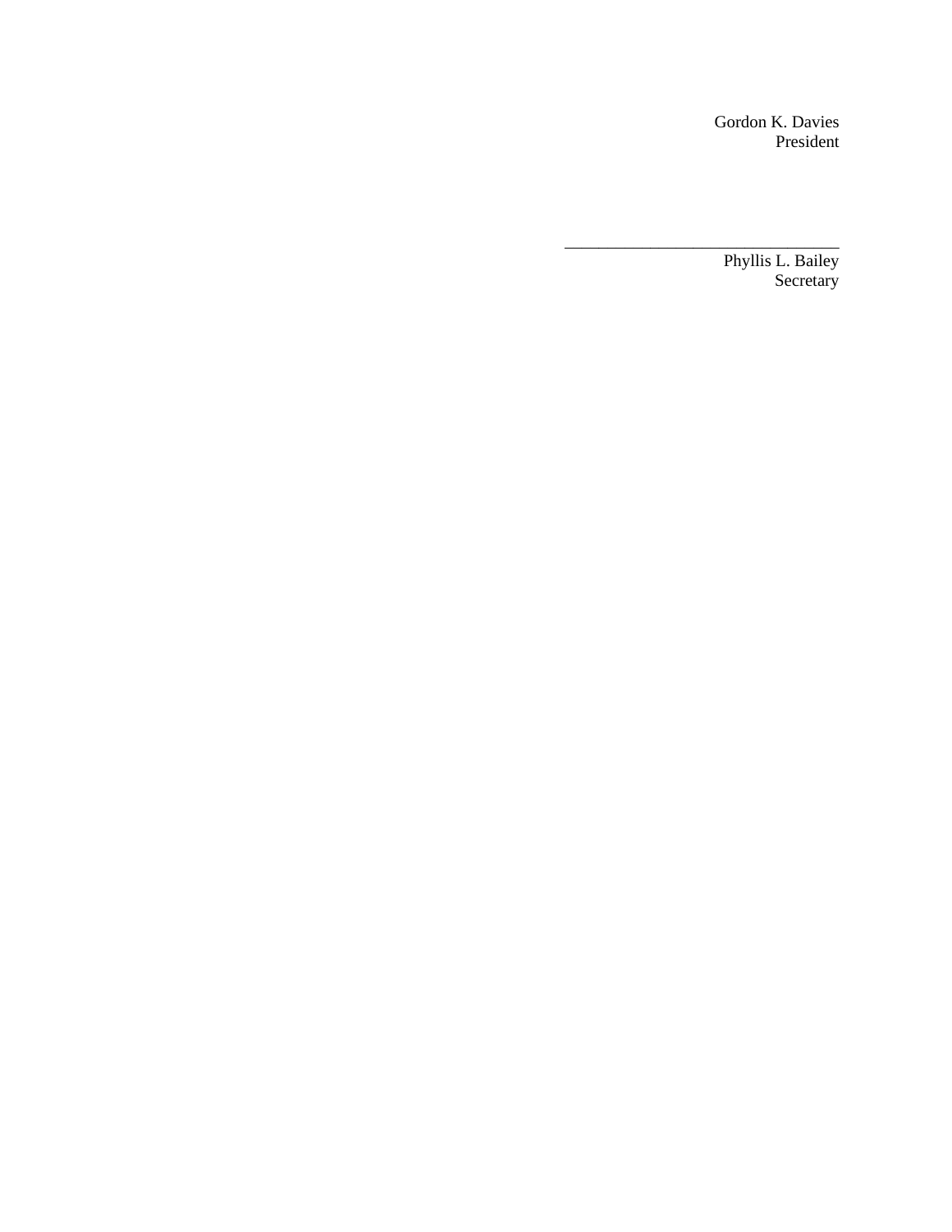Gordon K. Davies
President

\_\_\_\_\_\_\_\_\_\_\_\_\_\_\_\_\_\_\_\_\_\_\_\_\_\_\_\_\_\_\_\_\_\_

Phyllis L. Bailey
Secretary